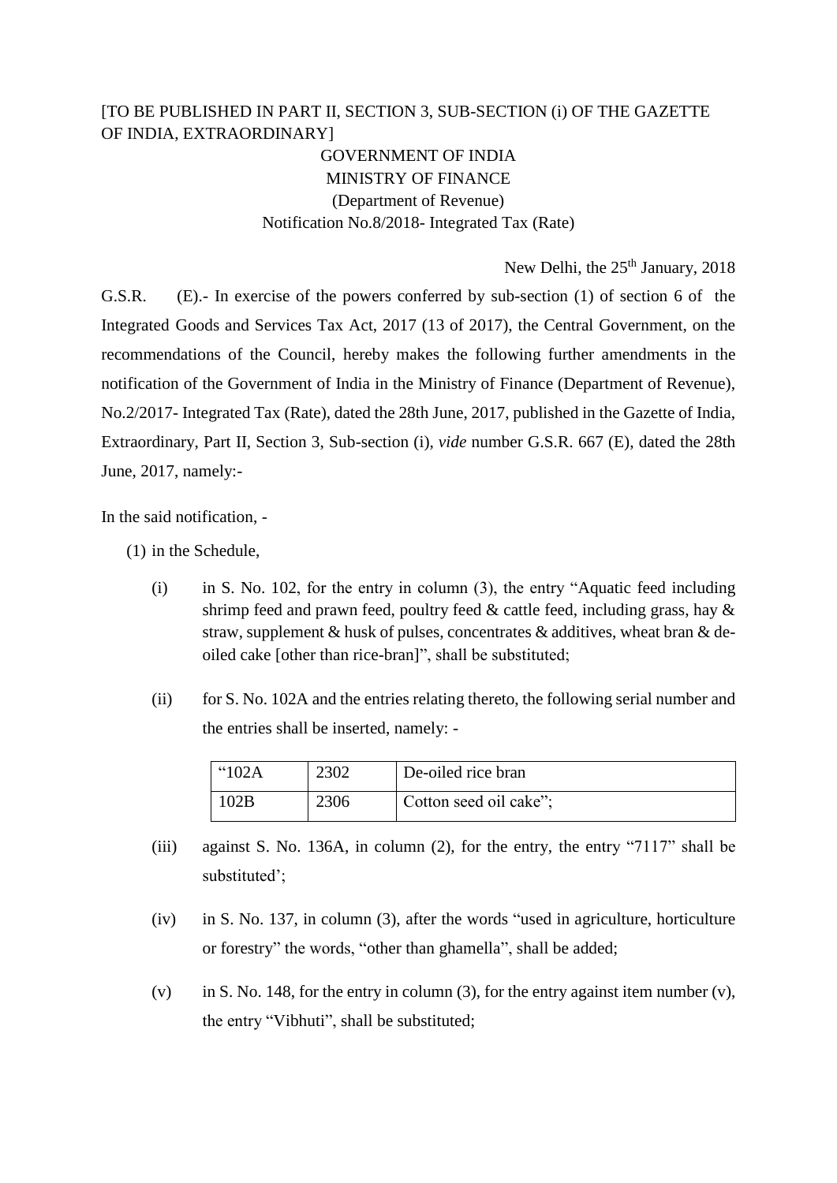[TO BE PUBLISHED IN PART II, SECTION 3, SUB-SECTION (i) OF THE GAZETTE OF INDIA, EXTRAORDINARY]

GOVERNMENT OF INDIA
MINISTRY OF FINANCE
(Department of Revenue)
Notification No.8/2018- Integrated Tax (Rate)

New Delhi, the 25th January, 2018

G.S.R. (E).- In exercise of the powers conferred by sub-section (1) of section 6 of the Integrated Goods and Services Tax Act, 2017 (13 of 2017), the Central Government, on the recommendations of the Council, hereby makes the following further amendments in the notification of the Government of India in the Ministry of Finance (Department of Revenue), No.2/2017- Integrated Tax (Rate), dated the 28th June, 2017, published in the Gazette of India, Extraordinary, Part II, Section 3, Sub-section (i), *vide* number G.S.R. 667 (E), dated the 28th June, 2017, namely:-

In the said notification, -

(1) in the Schedule,

(i) in S. No. 102, for the entry in column (3), the entry "Aquatic feed including shrimp feed and prawn feed, poultry feed & cattle feed, including grass, hay & straw, supplement & husk of pulses, concentrates & additives, wheat bran & de-oiled cake [other than rice-bran]", shall be substituted;

(ii) for S. No. 102A and the entries relating thereto, the following serial number and the entries shall be inserted, namely: -

| "102A | 2302 | De-oiled rice bran |
|---|---|---|
| 102B | 2306 | Cotton seed oil cake"; |

(iii) against S. No. 136A, in column (2), for the entry, the entry "7117" shall be substituted';

(iv) in S. No. 137, in column (3), after the words "used in agriculture, horticulture or forestry" the words, "other than ghamella", shall be added;

(v) in S. No. 148, for the entry in column (3), for the entry against item number (v), the entry "Vibhuti", shall be substituted;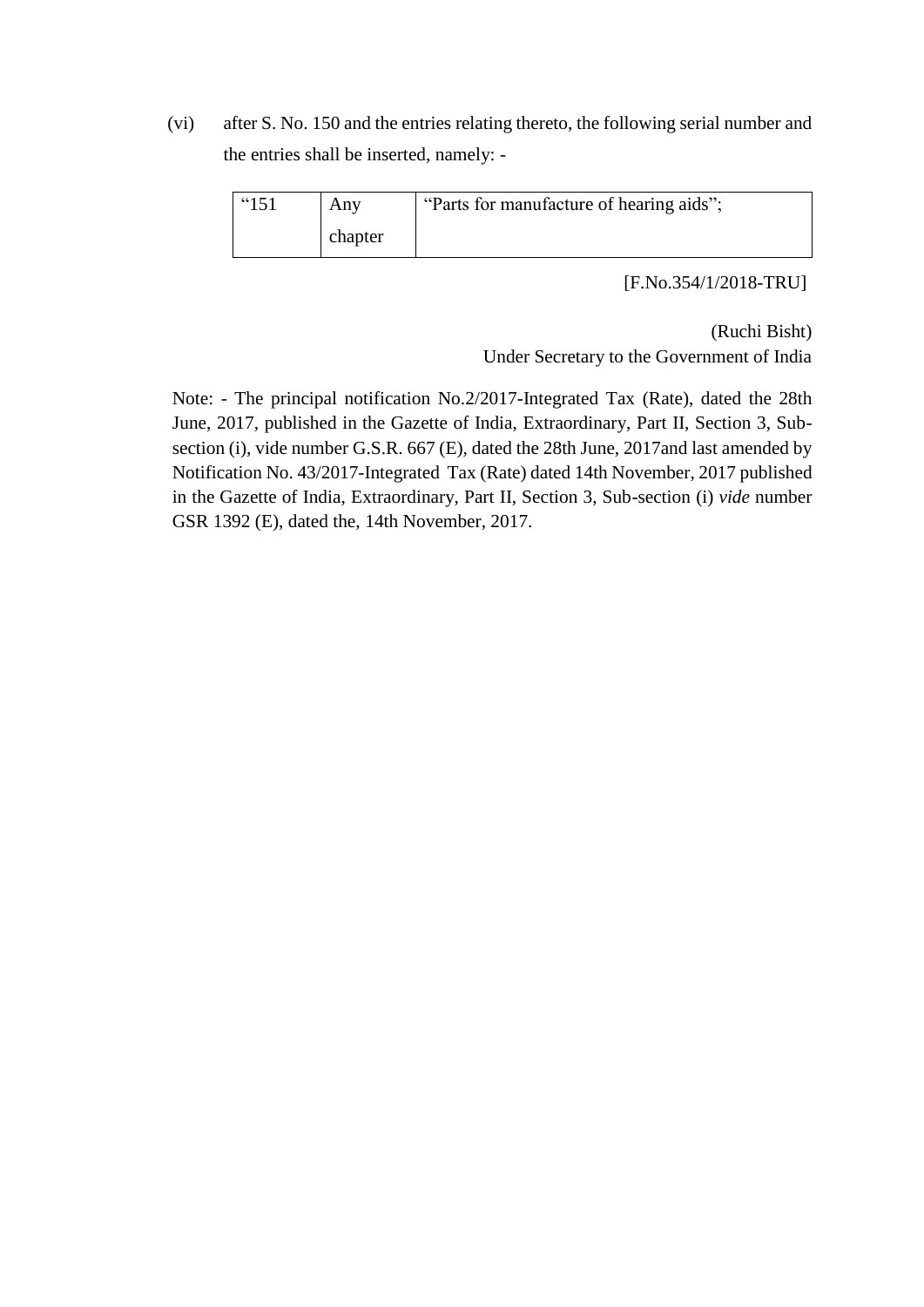(vi) after S. No. 150 and the entries relating thereto, the following serial number and the entries shall be inserted, namely: -

| | | |
|---|---|---|
| "151 | Any chapter | "Parts for manufacture of hearing aids"; |

[F.No.354/1/2018-TRU]

(Ruchi Bisht)
Under Secretary to the Government of India

Note: - The principal notification No.2/2017-Integrated Tax (Rate), dated the 28th June, 2017, published in the Gazette of India, Extraordinary, Part II, Section 3, Sub-section (i), vide number G.S.R. 667 (E), dated the 28th June, 2017and last amended by Notification No. 43/2017-Integrated Tax (Rate) dated 14th November, 2017 published in the Gazette of India, Extraordinary, Part II, Section 3, Sub-section (i) *vide* number GSR 1392 (E), dated the, 14th November, 2017.